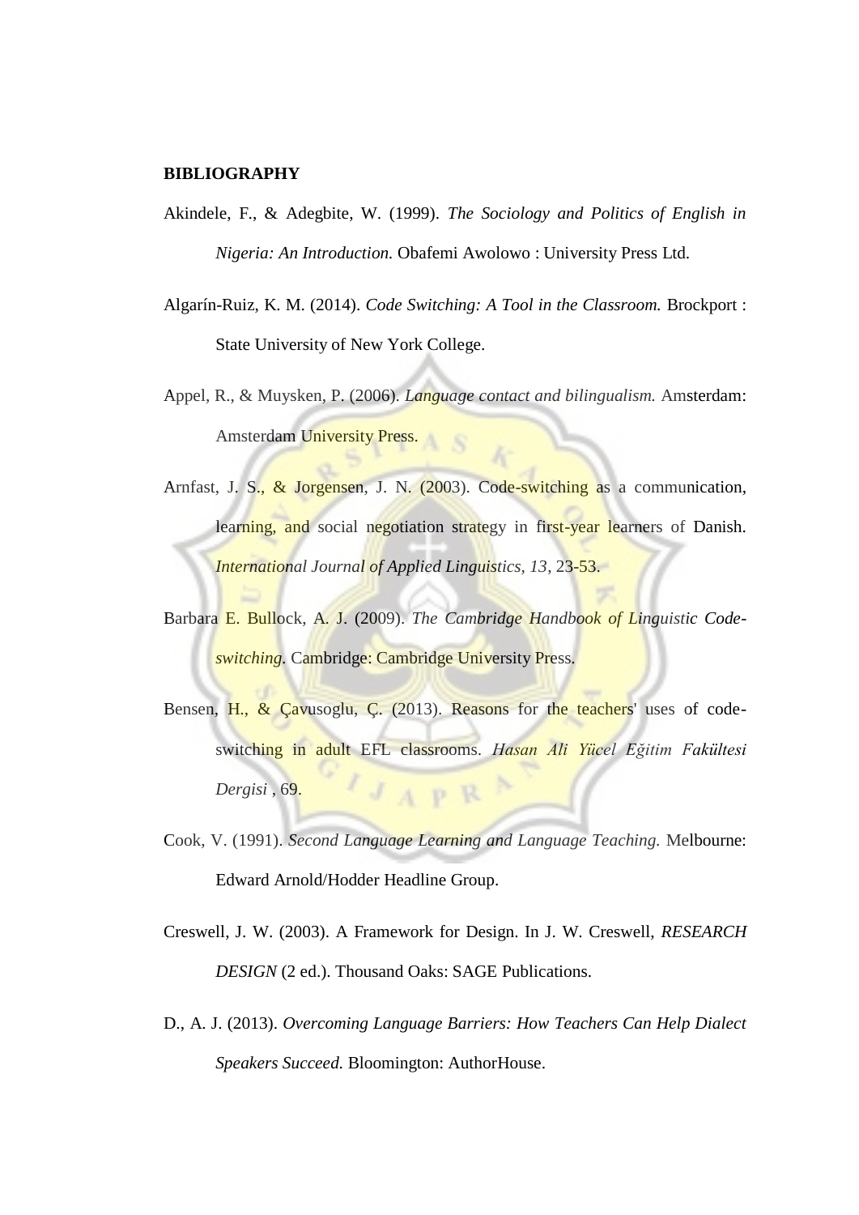**BIBLIOGRAPHY**

Akindele, F., & Adegbite, W. (1999). *The Sociology and Politics of English in Nigeria: An Introduction.* Obafemi Awolowo : University Press Ltd.

Algarín-Ruiz, K. M. (2014). *Code Switching: A Tool in the Classroom.* Brockport : State University of New York College.

Appel, R., & Muysken, P. (2006). *Language contact and bilingualism.* Amsterdam: Amsterdam University Press.

Arnfast, J. S., & Jorgensen, J. N. (2003). Code-switching as a communication, learning, and social negotiation strategy in first-year learners of Danish. *International Journal of Applied Linguistics, 13*, 23-53.

Barbara E. Bullock, A. J. (2009). *The Cambridge Handbook of Linguistic Code-switching.* Cambridge: Cambridge University Press.

Bensen, H., & Çavusoglu, Ç. (2013). Reasons for the teachers' uses of code-switching in adult EFL classrooms. *Hasan Ali Yücel Eğitim Fakültesi Dergisi* , 69.

Cook, V. (1991). *Second Language Learning and Language Teaching.* Melbourne: Edward Arnold/Hodder Headline Group.

Creswell, J. W. (2003). A Framework for Design. In J. W. Creswell, *RESEARCH DESIGN* (2 ed.). Thousand Oaks: SAGE Publications.

D., A. J. (2013). *Overcoming Language Barriers: How Teachers Can Help Dialect Speakers Succeed.* Bloomington: AuthorHouse.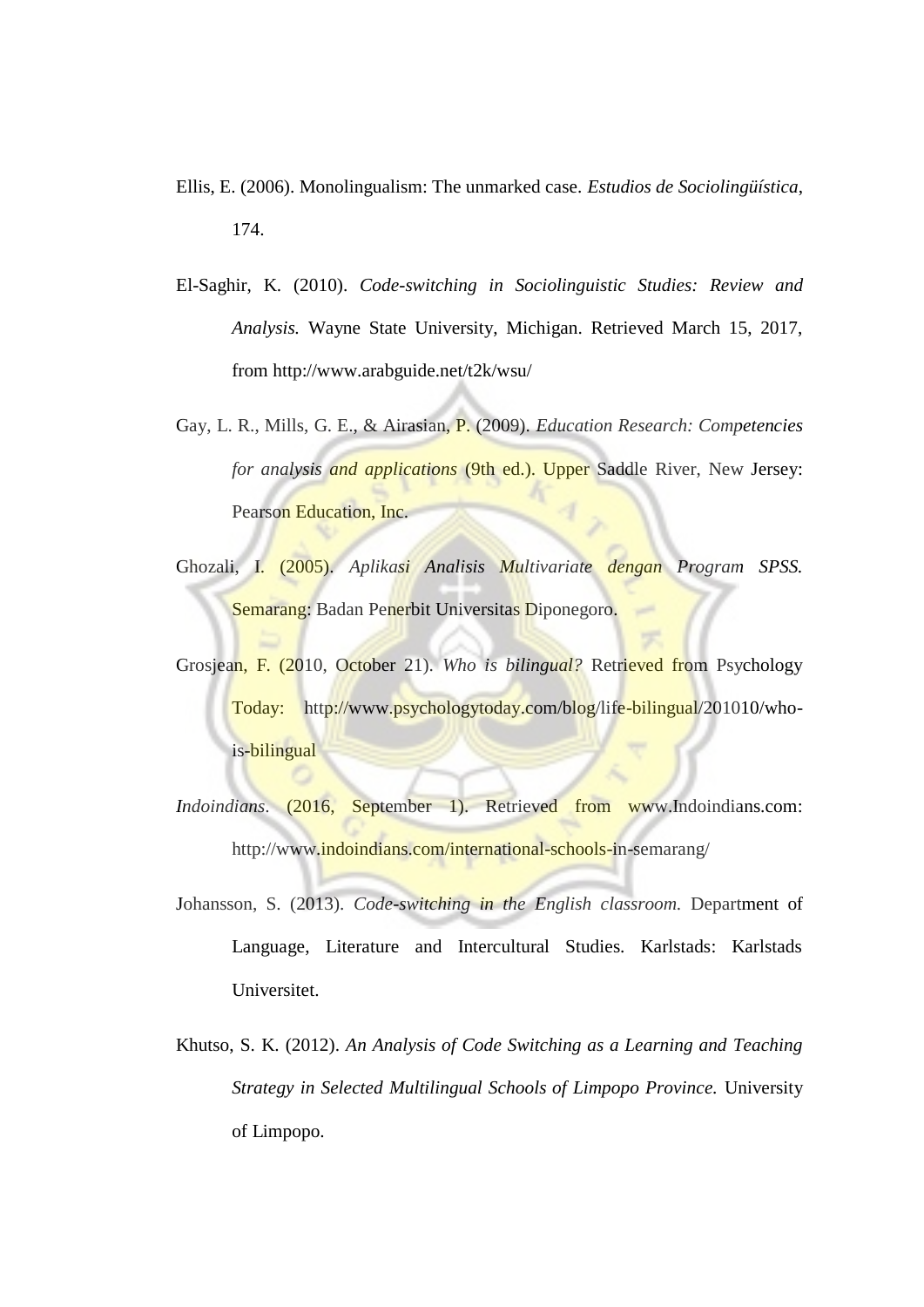Ellis, E. (2006). Monolingualism: The unmarked case. *Estudios de Sociolingüística*, 174.

El-Saghir, K. (2010). *Code-switching in Sociolinguistic Studies: Review and Analysis.* Wayne State University, Michigan. Retrieved March 15, 2017, from http://www.arabguide.net/t2k/wsu/

Gay, L. R., Mills, G. E., & Airasian, P. (2009). *Education Research: Competencies for analysis and applications* (9th ed.). Upper Saddle River, New Jersey: Pearson Education, Inc.

Ghozali, I. (2005). *Aplikasi Analisis Multivariate dengan Program SPSS.* Semarang: Badan Penerbit Universitas Diponegoro.

Grosjean, F. (2010, October 21). *Who is bilingual?* Retrieved from Psychology Today: http://www.psychologytoday.com/blog/life-bilingual/201010/who-is-bilingual

*Indoindians.* (2016, September 1). Retrieved from www.Indoindians.com: http://www.indoindians.com/international-schools-in-semarang/

Johansson, S. (2013). *Code-switching in the English classroom.* Department of Language, Literature and Intercultural Studies. Karlstads: Karlstads Universitet.

Khutso, S. K. (2012). *An Analysis of Code Switching as a Learning and Teaching Strategy in Selected Multilingual Schools of Limpopo Province.* University of Limpopo.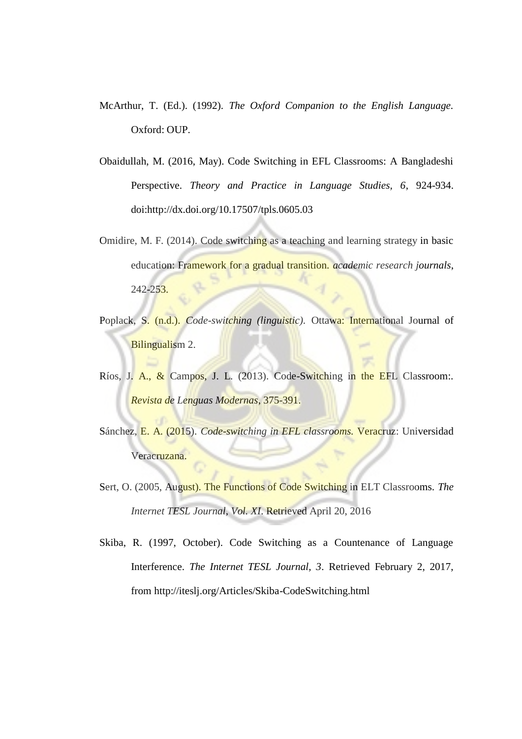McArthur, T. (Ed.). (1992). *The Oxford Companion to the English Language*. Oxford: OUP.

Obaidullah, M. (2016, May). Code Switching in EFL Classrooms: A Bangladeshi Perspective. *Theory and Practice in Language Studies, 6*, 924-934. doi:http://dx.doi.org/10.17507/tpls.0605.03

Omidire, M. F. (2014). Code switching as a teaching and learning strategy in basic education: Framework for a gradual transition. *academic research journals*, 242-253.

Poplack, S. (n.d.). *Code-switching (linguistic)*. Ottawa: International Journal of Bilingualism 2.

Ríos, J. A., & Campos, J. L. (2013). Code-Switching in the EFL Classroom:. *Revista de Lenguas Modernas*, 375-391.

Sánchez, E. A. (2015). *Code-switching in EFL classrooms*. Veracruz: Universidad Veracruzana.

Sert, O. (2005, August). The Functions of Code Switching in ELT Classrooms. *The Internet TESL Journal*, *Vol. XI*. Retrieved April 20, 2016

Skiba, R. (1997, October). Code Switching as a Countenance of Language Interference. *The Internet TESL Journal, 3*. Retrieved February 2, 2017, from http://iteslj.org/Articles/Skiba-CodeSwitching.html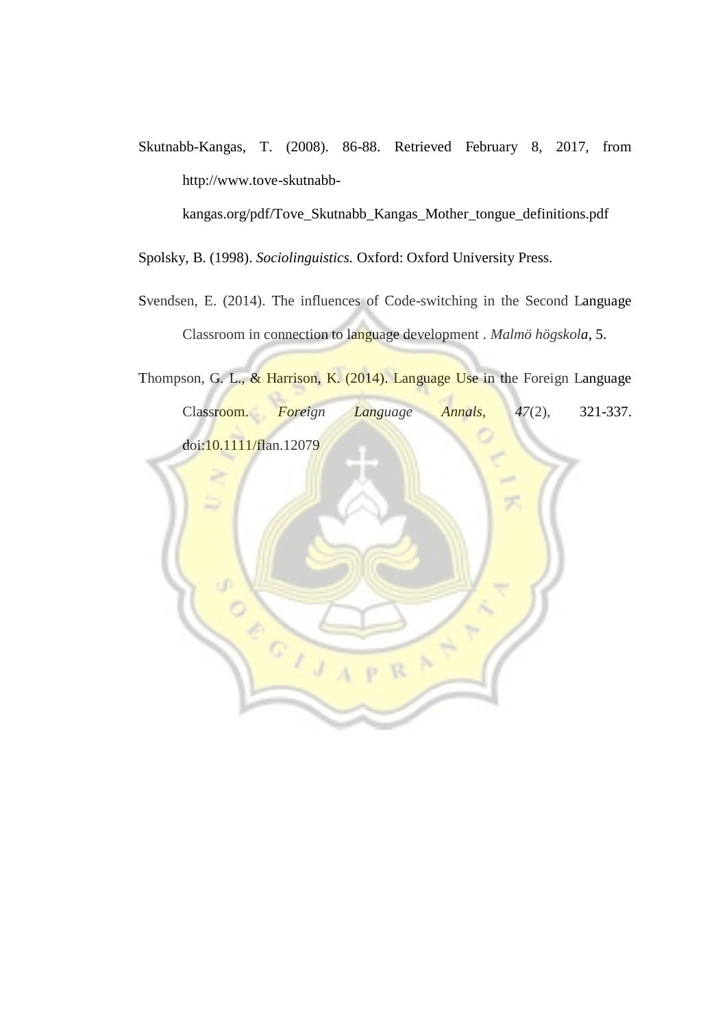Skutnabb-Kangas, T. (2008). 86-88. Retrieved February 8, 2017, from http://www.tove-skutnabb-kangas.org/pdf/Tove_Skutnabb_Kangas_Mother_tongue_definitions.pdf

Spolsky, B. (1998). *Sociolinguistics.* Oxford: Oxford University Press.

Svendsen, E. (2014). The influences of Code-switching in the Second Language Classroom in connection to language development . *Malmö högskola*, 5.

Thompson, G. L., & Harrison, K. (2014). Language Use in the Foreign Language Classroom. *Foreign Language Annals, 47*(2), 321-337. doi:10.1111/flan.12079